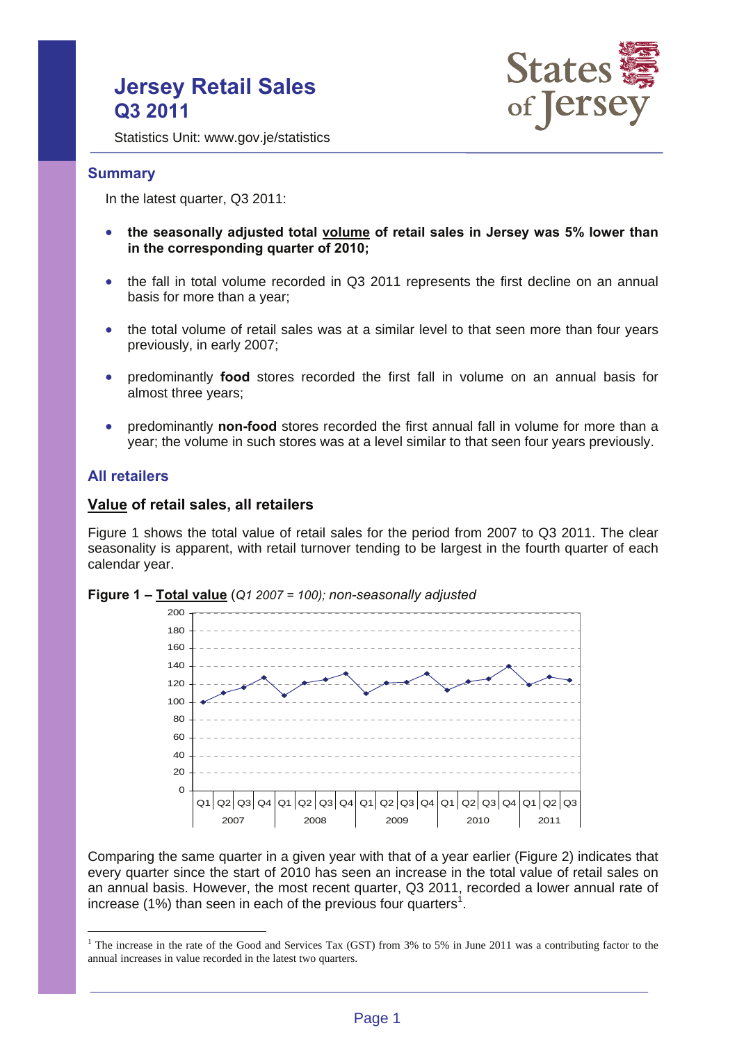# Jersey Retail Sales Q3 2011

Statistics Unit: www.gov.je/statistics

## Summary

In the latest quarter, Q3 2011:

- **the seasonally adjusted total volume of retail sales in Jersey was 5% lower than in the corresponding quarter of 2010;**
- the fall in total volume recorded in Q3 2011 represents the first decline on an annual basis for more than a year;
- the total volume of retail sales was at a similar level to that seen more than four years previously, in early 2007;
- predominantly **food** stores recorded the first fall in volume on an annual basis for almost three years;
- predominantly **non-food** stores recorded the first annual fall in volume for more than a year; the volume in such stores was at a level similar to that seen four years previously.

## All retailers

### Value of retail sales, all retailers

Figure 1 shows the total value of retail sales for the period from 2007 to Q3 2011. The clear seasonality is apparent, with retail turnover tending to be largest in the fourth quarter of each calendar year.

**Figure 1 – Total value** (*Q1 2007 = 100); non-seasonally adjusted*

Comparing the same quarter in a given year with that of a year earlier (Figure 2) indicates that every quarter since the start of 2010 has seen an increase in the total value of retail sales on an annual basis. However, the most recent quarter, Q3 2011, recorded a lower annual rate of increase (1%) than seen in each of the previous four quarters[1].

[1] The increase in the rate of the Good and Services Tax (GST) from 3% to 5% in June 2011 was a contributing factor to the annual increases in value recorded in the latest two quarters.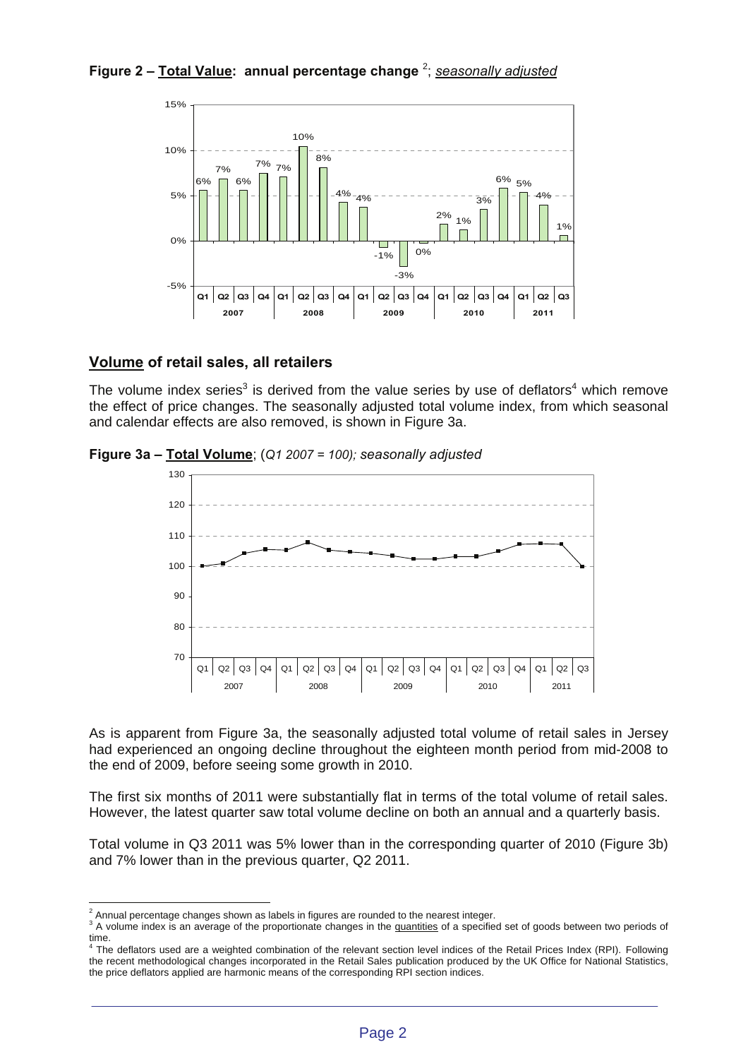**Figure 2 – Total Value: annual percentage change** [2]; *seasonally adjusted*

## Volume of retail sales, all retailers

The volume index series[3] is derived from the value series by use of deflators[4] which remove the effect of price changes. The seasonally adjusted total volume index, from which seasonal and calendar effects are also removed, is shown in Figure 3a.

**Figure 3a – Total Volume**; (*Q1 2007 = 100); seasonally adjusted*

As is apparent from Figure 3a, the seasonally adjusted total volume of retail sales in Jersey had experienced an ongoing decline throughout the eighteen month period from mid-2008 to the end of 2009, before seeing some growth in 2010.

The first six months of 2011 were substantially flat in terms of the total volume of retail sales. However, the latest quarter saw total volume decline on both an annual and a quarterly basis.

Total volume in Q3 2011 was 5% lower than in the corresponding quarter of 2010 (Figure 3b) and 7% lower than in the previous quarter, Q2 2011.

---

[2] Annual percentage changes shown as labels in figures are rounded to the nearest integer.

[3] A volume index is an average of the proportionate changes in the quantities of a specified set of goods between two periods of time.

[4] The deflators used are a weighted combination of the relevant section level indices of the Retail Prices Index (RPI). Following the recent methodological changes incorporated in the Retail Sales publication produced by the UK Office for National Statistics, the price deflators applied are harmonic means of the corresponding RPI section indices.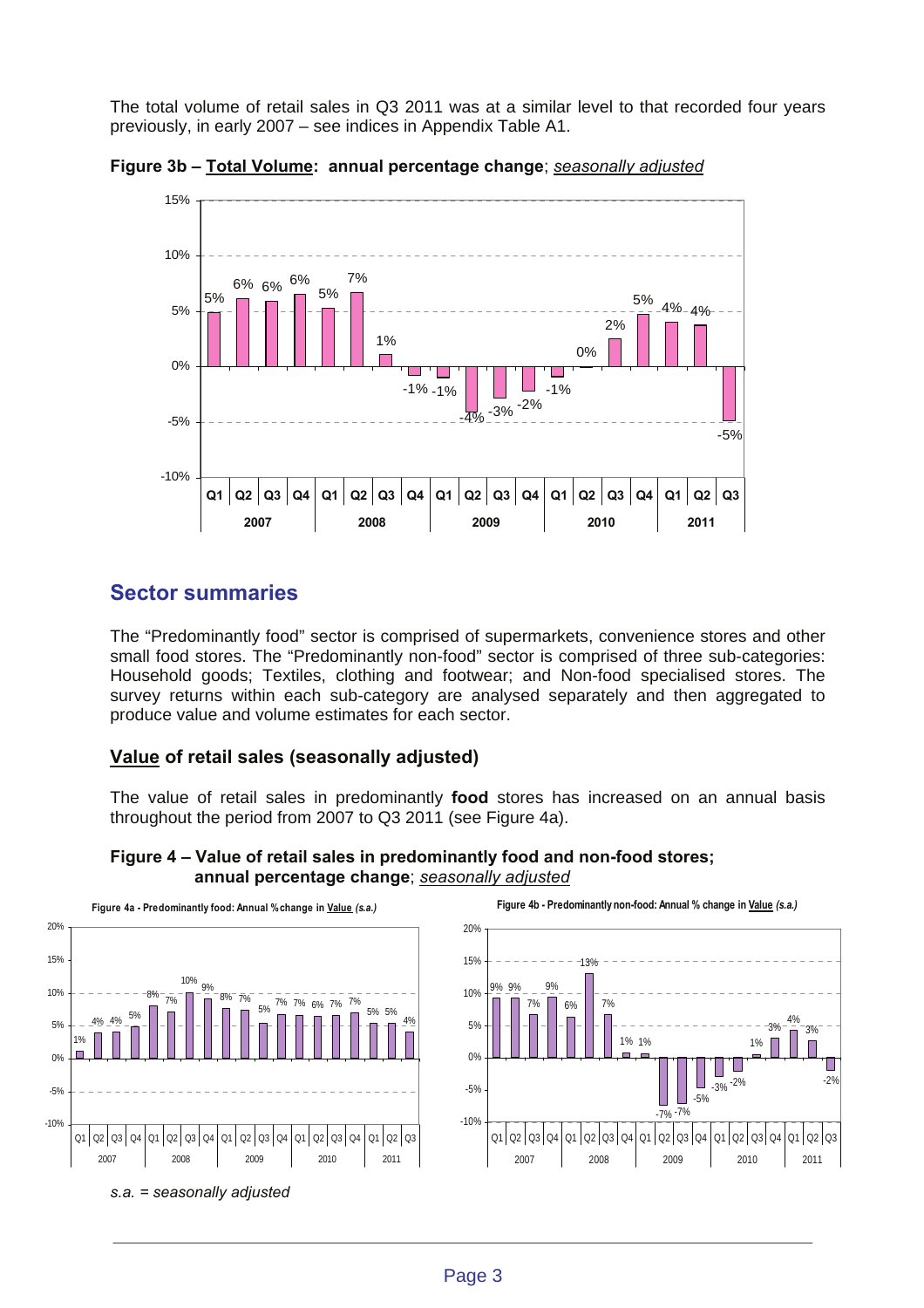The total volume of retail sales in Q3 2011 was at a similar level to that recorded four years previously, in early 2007 – see indices in Appendix Table A1.

**Figure 3b – <u>Total Volume</u>: annual percentage change**; *<u>seasonally adjusted</u>*

## Sector summaries

The "Predominantly food" sector is comprised of supermarkets, convenience stores and other small food stores. The "Predominantly non-food" sector is comprised of three sub-categories: Household goods; Textiles, clothing and footwear; and Non-food specialised stores. The survey returns within each sub-category are analysed separately and then aggregated to produce value and volume estimates for each sector.

### <u>Value</u> of retail sales (seasonally adjusted)

The value of retail sales in predominantly **food** stores has increased on an annual basis throughout the period from 2007 to Q3 2011 (see Figure 4a).

**Figure 4 – Value of retail sales in predominantly food and non-food stores; annual percentage change**; *<u>seasonally adjusted</u>*

*s.a. = seasonally adjusted*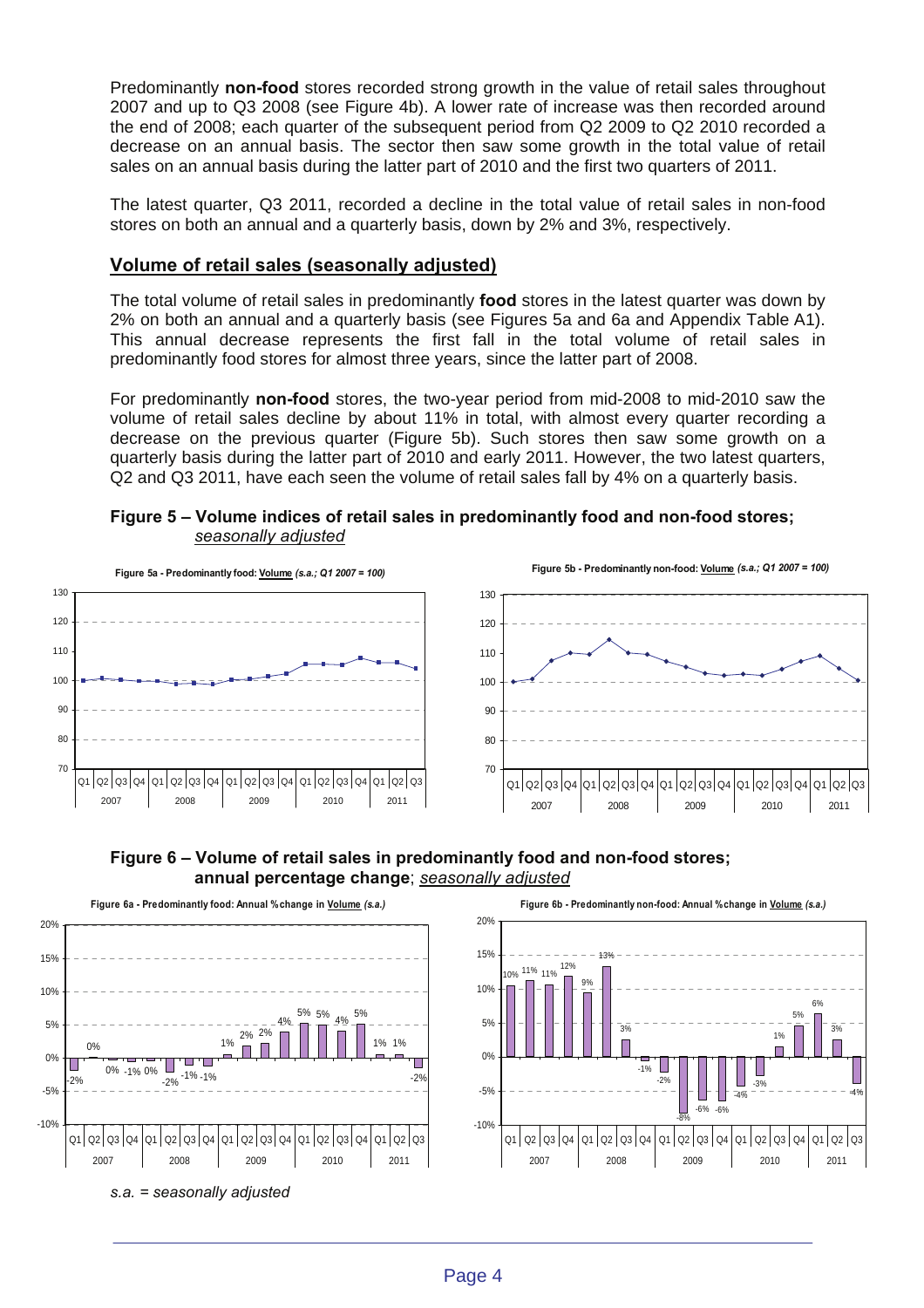Predominantly **non-food** stores recorded strong growth in the value of retail sales throughout 2007 and up to Q3 2008 (see Figure 4b). A lower rate of increase was then recorded around the end of 2008; each quarter of the subsequent period from Q2 2009 to Q2 2010 recorded a decrease on an annual basis. The sector then saw some growth in the total value of retail sales on an annual basis during the latter part of 2010 and the first two quarters of 2011.

The latest quarter, Q3 2011, recorded a decline in the total value of retail sales in non-food stores on both an annual and a quarterly basis, down by 2% and 3%, respectively.

## Volume of retail sales (seasonally adjusted)

The total volume of retail sales in predominantly **food** stores in the latest quarter was down by 2% on both an annual and a quarterly basis (see Figures 5a and 6a and Appendix Table A1). This annual decrease represents the first fall in the total volume of retail sales in predominantly food stores for almost three years, since the latter part of 2008.

For predominantly **non-food** stores, the two-year period from mid-2008 to mid-2010 saw the volume of retail sales decline by about 11% in total, with almost every quarter recording a decrease on the previous quarter (Figure 5b). Such stores then saw some growth on a quarterly basis during the latter part of 2010 and early 2011. However, the two latest quarters, Q2 and Q3 2011, have each seen the volume of retail sales fall by 4% on a quarterly basis.

**Figure 5 – Volume indices of retail sales in predominantly food and non-food stores;** *seasonally adjusted*

**Figure 6 – Volume of retail sales in predominantly food and non-food stores; annual percentage change**; *seasonally adjusted*

*s.a. = seasonally adjusted*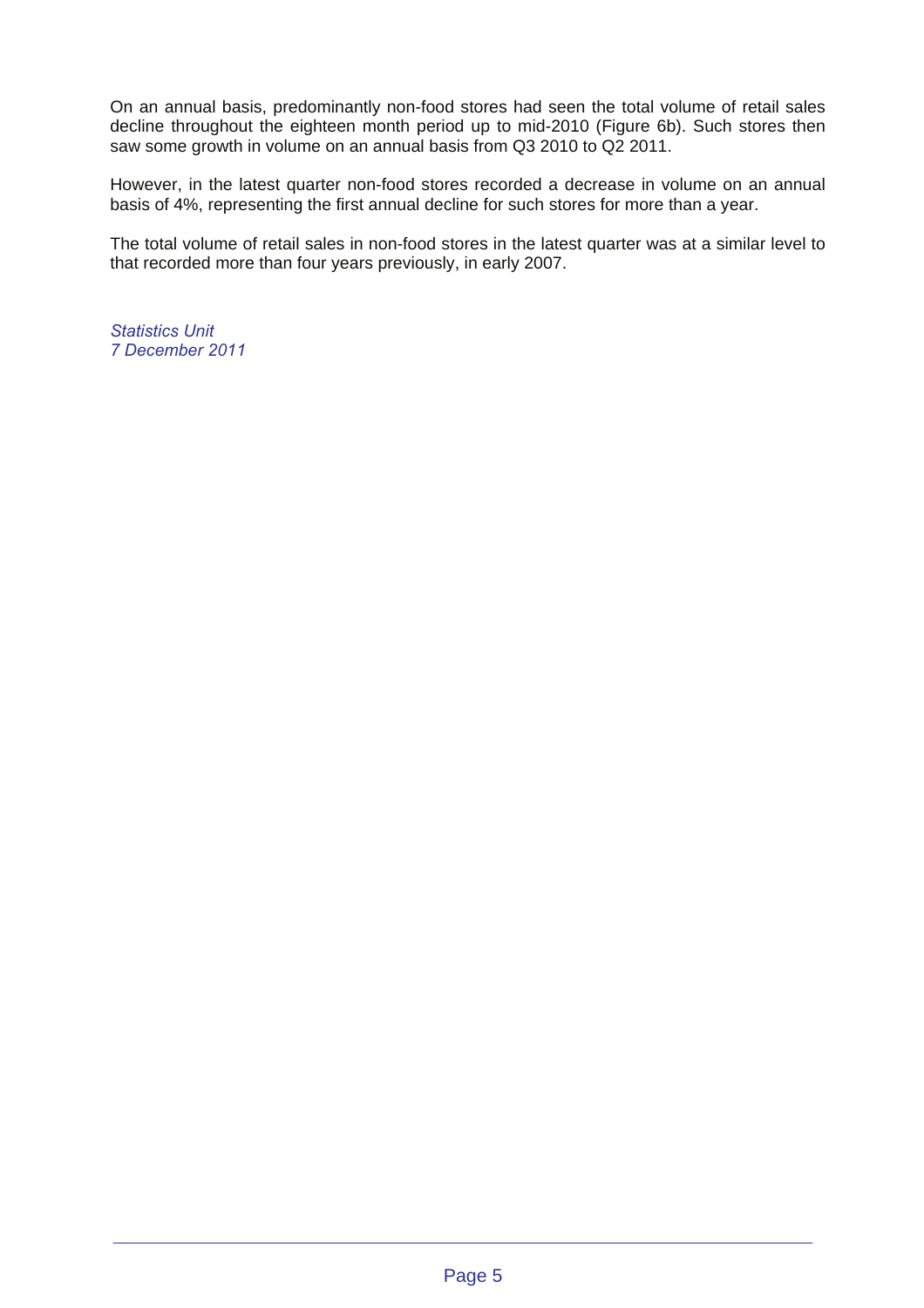On an annual basis, predominantly non-food stores had seen the total volume of retail sales decline throughout the eighteen month period up to mid-2010 (Figure 6b). Such stores then saw some growth in volume on an annual basis from Q3 2010 to Q2 2011.

However, in the latest quarter non-food stores recorded a decrease in volume on an annual basis of 4%, representing the first annual decline for such stores for more than a year.

The total volume of retail sales in non-food stores in the latest quarter was at a similar level to that recorded more than four years previously, in early 2007.

*Statistics Unit*
*7 December 2011*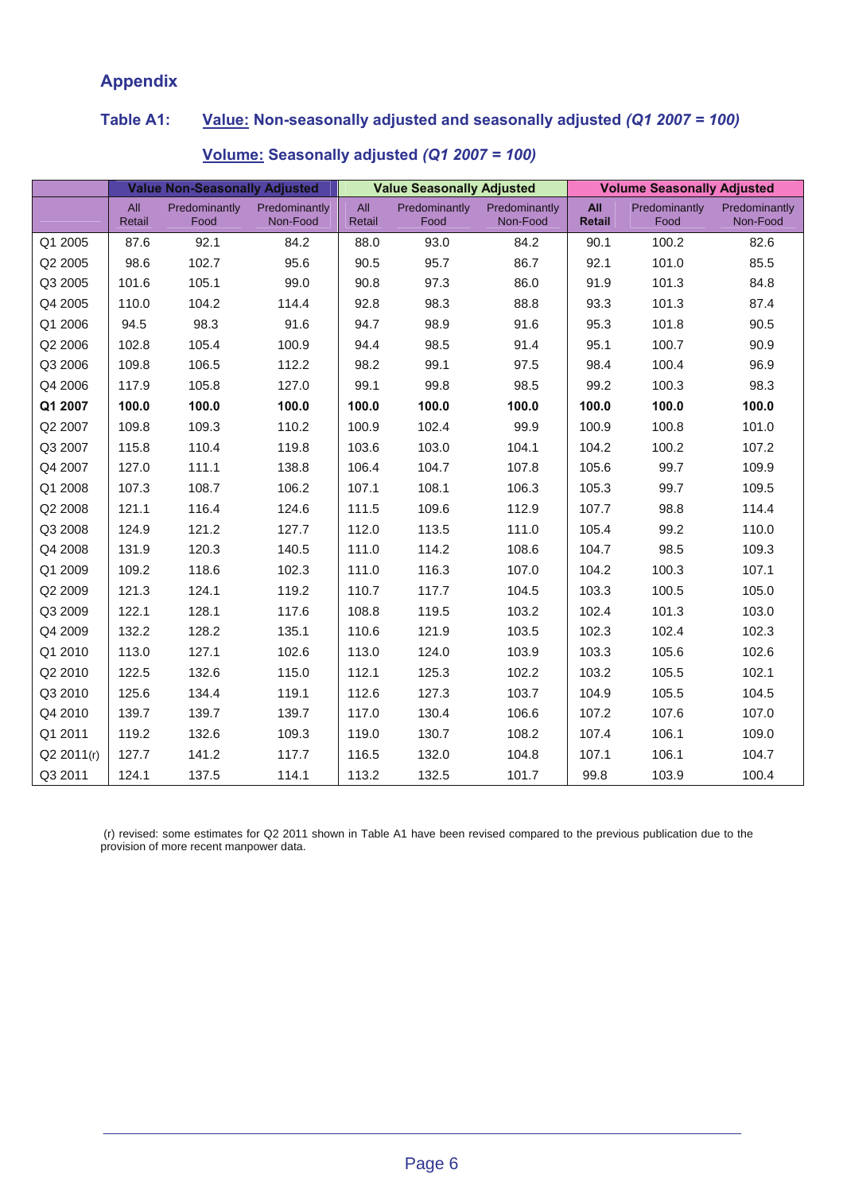## Appendix

### Table A1: Value: Non-seasonally adjusted and seasonally adjusted *(Q1 2007 = 100)*

### Volume: Seasonally adjusted *(Q1 2007 = 100)*

| | Value Non-Seasonally Adjusted | | | Value Seasonally Adjusted | | | Volume Seasonally Adjusted | | |
|---|---|---|---|---|---|---|---|---|---|
| | All Retail | Predominantly Food | Predominantly Non-Food | All Retail | Predominantly Food | Predominantly Non-Food | **All Retail** | Predominantly Food | Predominantly Non-Food |
| Q1 2005 | 87.6 | 92.1 | 84.2 | 88.0 | 93.0 | 84.2 | 90.1 | 100.2 | 82.6 |
| Q2 2005 | 98.6 | 102.7 | 95.6 | 90.5 | 95.7 | 86.7 | 92.1 | 101.0 | 85.5 |
| Q3 2005 | 101.6 | 105.1 | 99.0 | 90.8 | 97.3 | 86.0 | 91.9 | 101.3 | 84.8 |
| Q4 2005 | 110.0 | 104.2 | 114.4 | 92.8 | 98.3 | 88.8 | 93.3 | 101.3 | 87.4 |
| Q1 2006 | 94.5 | 98.3 | 91.6 | 94.7 | 98.9 | 91.6 | 95.3 | 101.8 | 90.5 |
| Q2 2006 | 102.8 | 105.4 | 100.9 | 94.4 | 98.5 | 91.4 | 95.1 | 100.7 | 90.9 |
| Q3 2006 | 109.8 | 106.5 | 112.2 | 98.2 | 99.1 | 97.5 | 98.4 | 100.4 | 96.9 |
| Q4 2006 | 117.9 | 105.8 | 127.0 | 99.1 | 99.8 | 98.5 | 99.2 | 100.3 | 98.3 |
| **Q1 2007** | **100.0** | **100.0** | **100.0** | **100.0** | **100.0** | **100.0** | **100.0** | **100.0** | **100.0** |
| Q2 2007 | 109.8 | 109.3 | 110.2 | 100.9 | 102.4 | 99.9 | 100.9 | 100.8 | 101.0 |
| Q3 2007 | 115.8 | 110.4 | 119.8 | 103.6 | 103.0 | 104.1 | 104.2 | 100.2 | 107.2 |
| Q4 2007 | 127.0 | 111.1 | 138.8 | 106.4 | 104.7 | 107.8 | 105.6 | 99.7 | 109.9 |
| Q1 2008 | 107.3 | 108.7 | 106.2 | 107.1 | 108.1 | 106.3 | 105.3 | 99.7 | 109.5 |
| Q2 2008 | 121.1 | 116.4 | 124.6 | 111.5 | 109.6 | 112.9 | 107.7 | 98.8 | 114.4 |
| Q3 2008 | 124.9 | 121.2 | 127.7 | 112.0 | 113.5 | 111.0 | 105.4 | 99.2 | 110.0 |
| Q4 2008 | 131.9 | 120.3 | 140.5 | 111.0 | 114.2 | 108.6 | 104.7 | 98.5 | 109.3 |
| Q1 2009 | 109.2 | 118.6 | 102.3 | 111.0 | 116.3 | 107.0 | 104.2 | 100.3 | 107.1 |
| Q2 2009 | 121.3 | 124.1 | 119.2 | 110.7 | 117.7 | 104.5 | 103.3 | 100.5 | 105.0 |
| Q3 2009 | 122.1 | 128.1 | 117.6 | 108.8 | 119.5 | 103.2 | 102.4 | 101.3 | 103.0 |
| Q4 2009 | 132.2 | 128.2 | 135.1 | 110.6 | 121.9 | 103.5 | 102.3 | 102.4 | 102.3 |
| Q1 2010 | 113.0 | 127.1 | 102.6 | 113.0 | 124.0 | 103.9 | 103.3 | 105.6 | 102.6 |
| Q2 2010 | 122.5 | 132.6 | 115.0 | 112.1 | 125.3 | 102.2 | 103.2 | 105.5 | 102.1 |
| Q3 2010 | 125.6 | 134.4 | 119.1 | 112.6 | 127.3 | 103.7 | 104.9 | 105.5 | 104.5 |
| Q4 2010 | 139.7 | 139.7 | 139.7 | 117.0 | 130.4 | 106.6 | 107.2 | 107.6 | 107.0 |
| Q1 2011 | 119.2 | 132.6 | 109.3 | 119.0 | 130.7 | 108.2 | 107.4 | 106.1 | 109.0 |
| Q2 2011(r) | 127.7 | 141.2 | 117.7 | 116.5 | 132.0 | 104.8 | 107.1 | 106.1 | 104.7 |
| Q3 2011 | 124.1 | 137.5 | 114.1 | 113.2 | 132.5 | 101.7 | 99.8 | 103.9 | 100.4 |

(r) revised: some estimates for Q2 2011 shown in Table A1 have been revised compared to the previous publication due to the provision of more recent manpower data.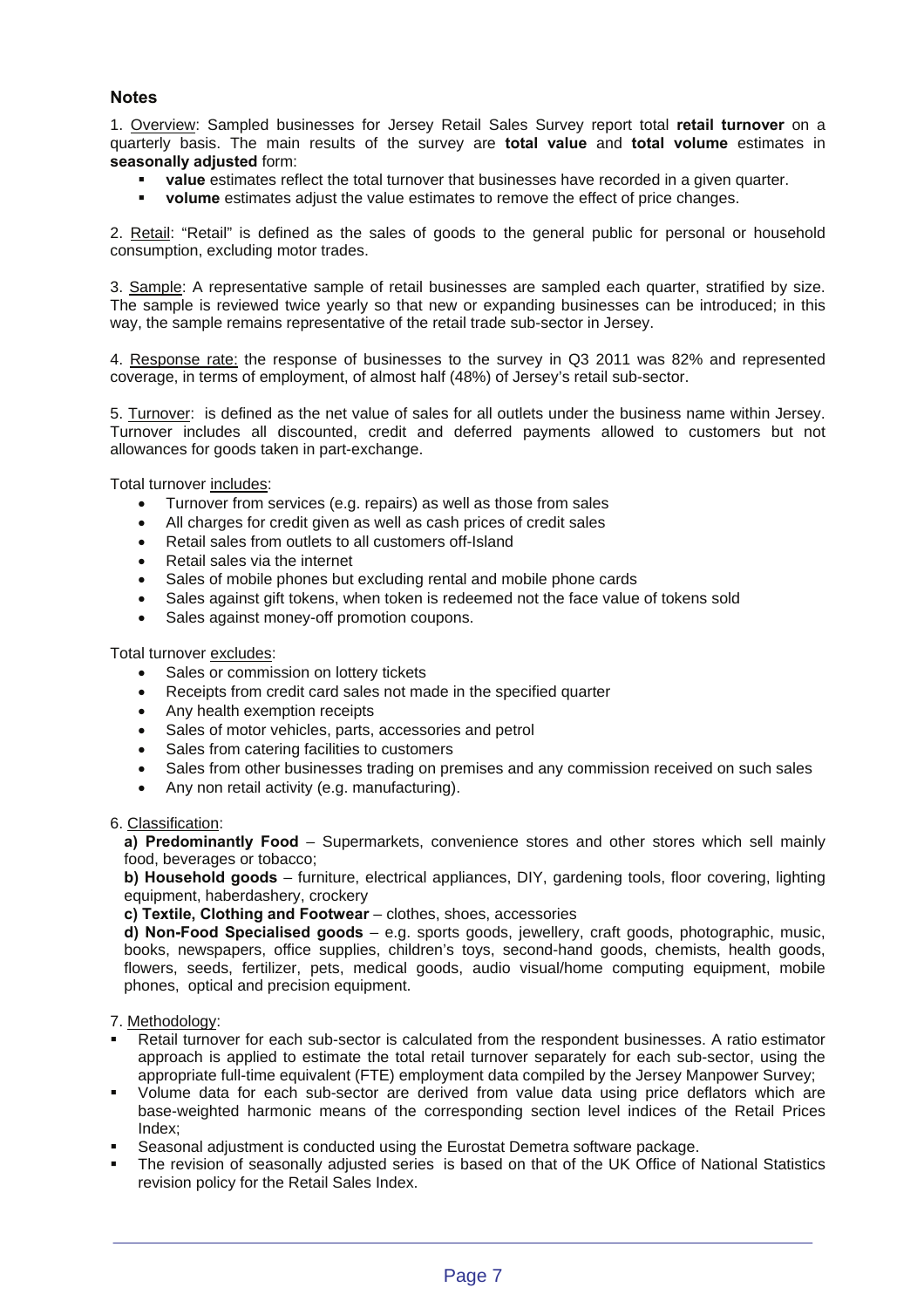## Notes

1. Overview: Sampled businesses for Jersey Retail Sales Survey report total **retail turnover** on a quarterly basis. The main results of the survey are **total value** and **total volume** estimates in **seasonally adjusted** form:

- **value** estimates reflect the total turnover that businesses have recorded in a given quarter.
- **volume** estimates adjust the value estimates to remove the effect of price changes.

2. Retail: "Retail" is defined as the sales of goods to the general public for personal or household consumption, excluding motor trades.

3. Sample: A representative sample of retail businesses are sampled each quarter, stratified by size. The sample is reviewed twice yearly so that new or expanding businesses can be introduced; in this way, the sample remains representative of the retail trade sub-sector in Jersey.

4. Response rate: the response of businesses to the survey in Q3 2011 was 82% and represented coverage, in terms of employment, of almost half (48%) of Jersey's retail sub-sector.

5. Turnover: is defined as the net value of sales for all outlets under the business name within Jersey. Turnover includes all discounted, credit and deferred payments allowed to customers but not allowances for goods taken in part-exchange.

Total turnover includes:

- Turnover from services (e.g. repairs) as well as those from sales
- All charges for credit given as well as cash prices of credit sales
- Retail sales from outlets to all customers off-Island
- Retail sales via the internet
- Sales of mobile phones but excluding rental and mobile phone cards
- Sales against gift tokens, when token is redeemed not the face value of tokens sold
- Sales against money-off promotion coupons.

Total turnover excludes:

- Sales or commission on lottery tickets
- Receipts from credit card sales not made in the specified quarter
- Any health exemption receipts
- Sales of motor vehicles, parts, accessories and petrol
- Sales from catering facilities to customers
- Sales from other businesses trading on premises and any commission received on such sales
- Any non retail activity (e.g. manufacturing).

6. Classification:

**a) Predominantly Food** – Supermarkets, convenience stores and other stores which sell mainly food, beverages or tobacco;

**b) Household goods** – furniture, electrical appliances, DIY, gardening tools, floor covering, lighting equipment, haberdashery, crockery

**c) Textile, Clothing and Footwear** – clothes, shoes, accessories

**d) Non-Food Specialised goods** – e.g. sports goods, jewellery, craft goods, photographic, music, books, newspapers, office supplies, children's toys, second-hand goods, chemists, health goods, flowers, seeds, fertilizer, pets, medical goods, audio visual/home computing equipment, mobile phones, optical and precision equipment.

7. Methodology:

- Retail turnover for each sub-sector is calculated from the respondent businesses. A ratio estimator approach is applied to estimate the total retail turnover separately for each sub-sector, using the appropriate full-time equivalent (FTE) employment data compiled by the Jersey Manpower Survey;
- Volume data for each sub-sector are derived from value data using price deflators which are base-weighted harmonic means of the corresponding section level indices of the Retail Prices Index;
- Seasonal adjustment is conducted using the Eurostat Demetra software package.
- The revision of seasonally adjusted series is based on that of the UK Office of National Statistics revision policy for the Retail Sales Index.